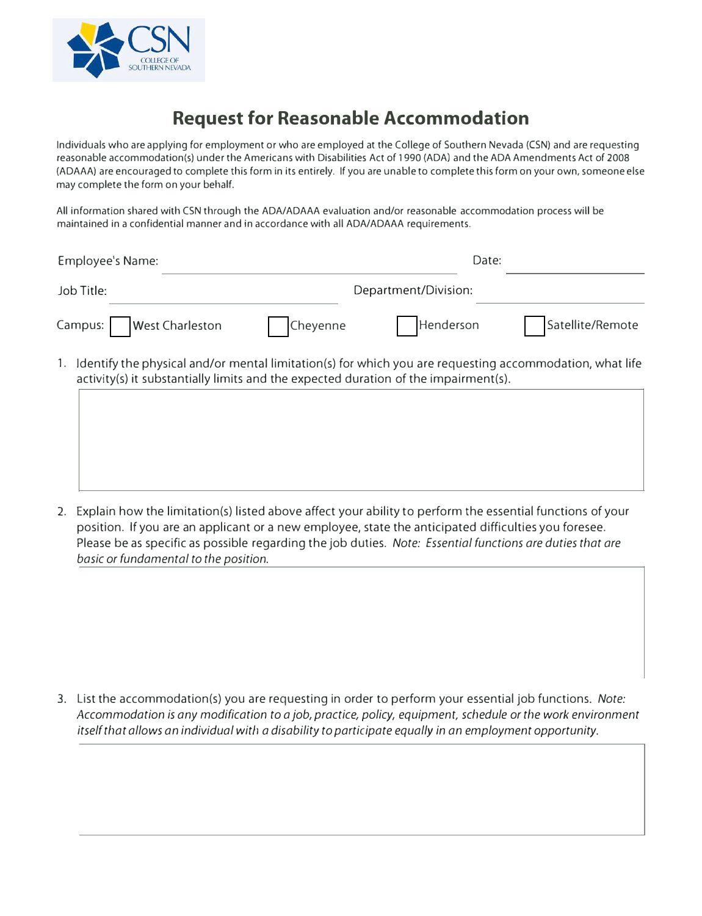# Request for Reasonable Accommodation

Individuals who are applying for employment or who are employed at the College of Southern Nevada (CSN) and are requesting reasonable accommodation(s) under the Americans with Disabilities Act of 1990 (ADA) and the ADA Amendments Act of 2008 (ADAAA) are encouraged to complete this form in its entirely. If you are unable to complete this form on your own, someone else may complete the form on your behalf.

All information shared with CSN through the ADA/ADAAA evaluation and/or reasonable accommodation process will be maintained in a confidential manner and in accordance with all ADA/ADAAA requirements.

Employee's Name: ______________________________ Date: ______________

Job Title: ______________________ Department/Division: ______________

Campus: ☐ West Charleston ☐ Cheyenne ☐ Henderson ☐ Satellite/Remote

1. Identify the physical and/or mental limitation(s) for which you are requesting accommodation, what life activity(s) it substantially limits and the expected duration of the impairment(s).

2. Explain how the limitation(s) listed above affect your ability to perform the essential functions of your position. If you are an applicant or a new employee, state the anticipated difficulties you foresee. Please be as specific as possible regarding the job duties. *Note: Essential functions are duties that are basic or fundamental to the position.*

3. List the accommodation(s) you are requesting in order to perform your essential job functions. *Note: Accommodation is any modification to a job, practice, policy, equipment, schedule or the work environment itself that allows an individual with a disability to participate equally in an employment opportunity.*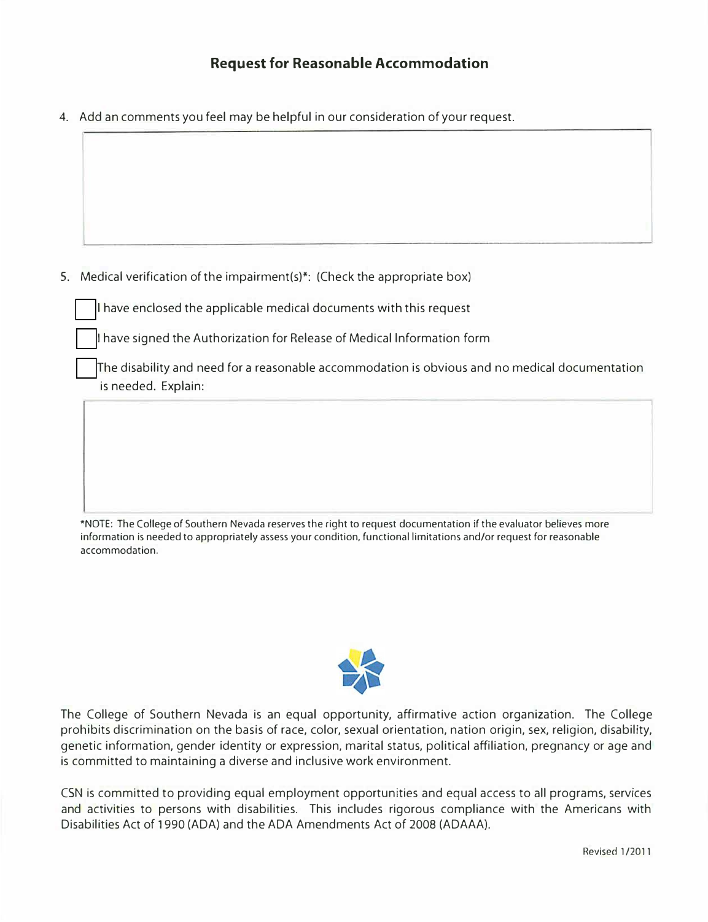## Request for Reasonable Accommodation

4. Add an comments you feel may be helpful in our consideration of your request.

5. Medical verification of the impairment(s)*: (Check the appropriate box)

   - [ ] I have enclosed the applicable medical documents with this request
   - [ ] I have signed the Authorization for Release of Medical Information form
   - [ ] The disability and need for a reasonable accommodation is obvious and no medical documentation is needed. Explain:

*NOTE: The College of Southern Nevada reserves the right to request documentation if the evaluator believes more information is needed to appropriately assess your condition, functional limitations and/or request for reasonable accommodation.

The College of Southern Nevada is an equal opportunity, affirmative action organization. The College prohibits discrimination on the basis of race, color, sexual orientation, nation origin, sex, religion, disability, genetic information, gender identity or expression, marital status, political affiliation, pregnancy or age and is committed to maintaining a diverse and inclusive work environment.

CSN is committed to providing equal employment opportunities and equal access to all programs, services and activities to persons with disabilities. This includes rigorous compliance with the Americans with Disabilities Act of 1990 (ADA) and the ADA Amendments Act of 2008 (ADAAA).

Revised 1/2011